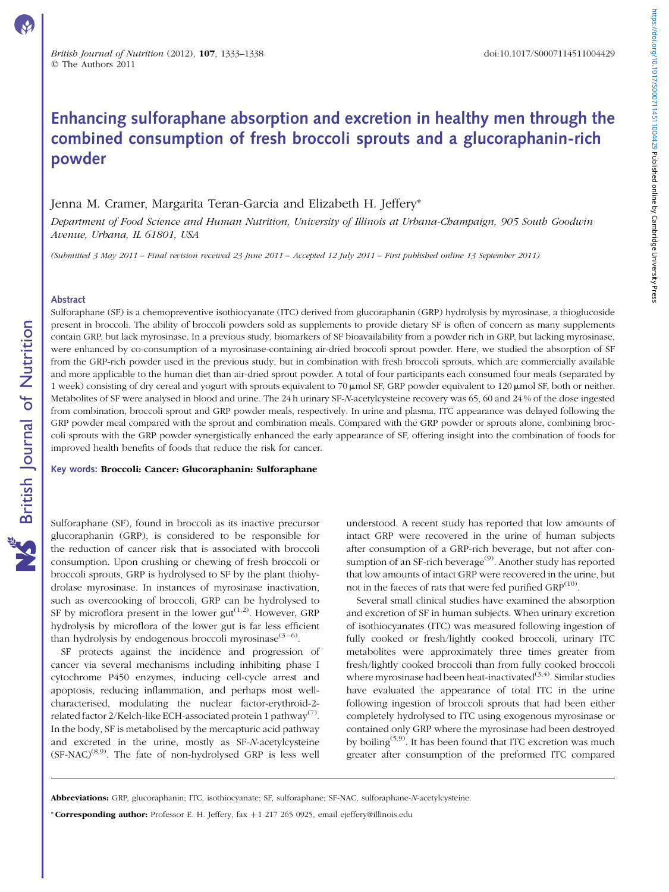# Enhancing sulforaphane absorption and excretion in healthy men through the combined consumption of fresh broccoli sprouts and a glucoraphanin-rich powder

Jenna M. Cramer, Margarita Teran-Garcia and Elizabeth H. Jeffery*

*Department of Food Science and Human Nutrition, University of Illinois at Urbana-Champaign, 905 South Goodwin Avenue, Urbana, IL 61801, USA*

*(Submitted 3 May 2011 – Final revision received 23 June 2011 – Accepted 12 July 2011 – First published online 13 September 2011)*

## Abstract

Sulforaphane (SF) is a chemopreventive isothiocyanate (ITC) derived from glucoraphanin (GRP) hydrolysis by myrosinase, a thioglucoside present in broccoli. The ability of broccoli powders sold as supplements to provide dietary SF is often of concern as many supplements contain GRP, but lack myrosinase. In a previous study, biomarkers of SF bioavailability from a powder rich in GRP, but lacking myrosinase, were enhanced by co-consumption of a myrosinase-containing air-dried broccoli sprout powder. Here, we studied the absorption of SF from the GRP-rich powder used in the previous study, but in combination with fresh broccoli sprouts, which are commercially available and more applicable to the human diet than air-dried sprout powder. A total of four participants each consumed four meals (separated by 1 week) consisting of dry cereal and yogurt with sprouts equivalent to 70 μmol SF, GRP powder equivalent to 120 μmol SF, both or neither. Metabolites of SF were analysed in blood and urine. The 24 h urinary SF-*N*-acetylcysteine recovery was 65, 60 and 24 % of the dose ingested from combination, broccoli sprout and GRP powder meals, respectively. In urine and plasma, ITC appearance was delayed following the GRP powder meal compared with the sprout and combination meals. Compared with the GRP powder or sprouts alone, combining broccoli sprouts with the GRP powder synergistically enhanced the early appearance of SF, offering insight into the combination of foods for improved health benefits of foods that reduce the risk for cancer.

**Key words: Broccoli: Cancer: Glucoraphanin: Sulforaphane**

Sulforaphane (SF), found in broccoli as its inactive precursor glucoraphanin (GRP), is considered to be responsible for the reduction of cancer risk that is associated with broccoli consumption. Upon crushing or chewing of fresh broccoli or broccoli sprouts, GRP is hydrolysed to SF by the plant thiohydrolase myrosinase. In instances of myrosinase inactivation, such as overcooking of broccoli, GRP can be hydrolysed to SF by microflora present in the lower gut[1,2]. However, GRP hydrolysis by microflora of the lower gut is far less efficient than hydrolysis by endogenous broccoli myrosinase[3–6].

SF protects against the incidence and progression of cancer via several mechanisms including inhibiting phase I cytochrome P450 enzymes, inducing cell-cycle arrest and apoptosis, reducing inflammation, and perhaps most well-characterised, modulating the nuclear factor-erythroid-2-related factor 2/Kelch-like ECH-associated protein 1 pathway[7]. In the body, SF is metabolised by the mercapturic acid pathway and excreted in the urine, mostly as SF-*N*-acetylcysteine (SF-NAC)[8,9]. The fate of non-hydrolysed GRP is less well understood. A recent study has reported that low amounts of intact GRP were recovered in the urine of human subjects after consumption of a GRP-rich beverage, but not after consumption of an SF-rich beverage[9]. Another study has reported that low amounts of intact GRP were recovered in the urine, but not in the faeces of rats that were fed purified GRP[10].

Several small clinical studies have examined the absorption and excretion of SF in human subjects. When urinary excretion of isothiocyanates (ITC) was measured following ingestion of fully cooked or fresh/lightly cooked broccoli, urinary ITC metabolites were approximately three times greater from fresh/lightly cooked broccoli than from fully cooked broccoli where myrosinase had been heat-inactivated[3,4]. Similar studies have evaluated the appearance of total ITC in the urine following ingestion of broccoli sprouts that had been either completely hydrolysed to ITC using exogenous myrosinase or contained only GRP where the myrosinase had been destroyed by boiling[5,9]. It has been found that ITC excretion was much greater after consumption of the preformed ITC compared

**Abbreviations:** GRP, glucoraphanin; ITC, isothiocyanate; SF, sulforaphane; SF-NAC, sulforaphane-*N*-acetylcysteine.

***Corresponding author:** Professor E. H. Jeffery, fax +1 217 265 0925, email ejeffery@illinois.edu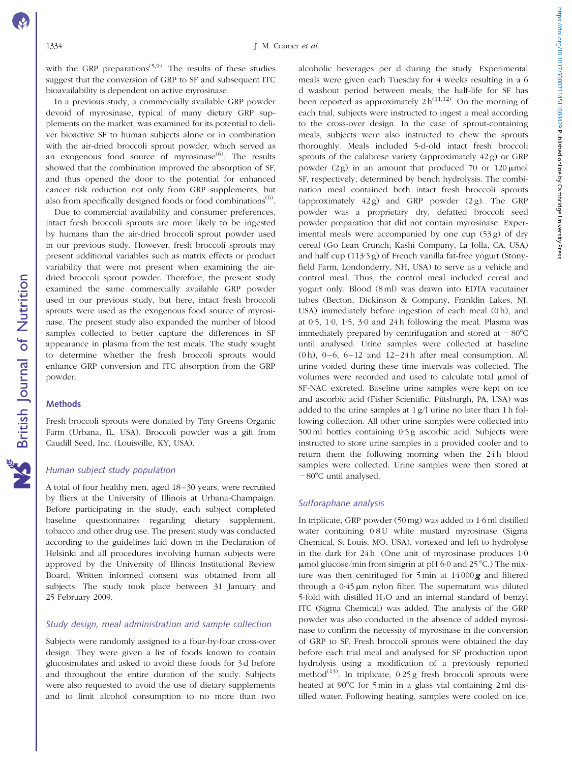with the GRP preparations[5,9]. The results of these studies suggest that the conversion of GRP to SF and subsequent ITC bioavailability is dependent on active myrosinase.

In a previous study, a commercially available GRP powder devoid of myrosinase, typical of many dietary GRP supplements on the market, was examined for its potential to deliver bioactive SF to human subjects alone or in combination with the air-dried broccoli sprout powder, which served as an exogenous food source of myrosinase[6]. The results showed that the combination improved the absorption of SF, and thus opened the door to the potential for enhanced cancer risk reduction not only from GRP supplements, but also from specifically designed foods or food combinations[6].

Due to commercial availability and consumer preferences, intact fresh broccoli sprouts are more likely to be ingested by humans than the air-dried broccoli sprout powder used in our previous study. However, fresh broccoli sprouts may present additional variables such as matrix effects or product variability that were not present when examining the air-dried broccoli sprout powder. Therefore, the present study examined the same commercially available GRP powder used in our previous study, but here, intact fresh broccoli sprouts were used as the exogenous food source of myrosinase. The present study also expanded the number of blood samples collected to better capture the differences in SF appearance in plasma from the test meals. The study sought to determine whether the fresh broccoli sprouts would enhance GRP conversion and ITC absorption from the GRP powder.

## Methods

Fresh broccoli sprouts were donated by Tiny Greens Organic Farm (Urbana, IL, USA). Broccoli powder was a gift from Caudill Seed, Inc. (Louisville, KY, USA).

### *Human subject study population*

A total of four healthy men, aged 18–30 years, were recruited by fliers at the University of Illinois at Urbana-Champaign. Before participating in the study, each subject completed baseline questionnaires regarding dietary supplement, tobacco and other drug use. The present study was conducted according to the guidelines laid down in the Declaration of Helsinki and all procedures involving human subjects were approved by the University of Illinois Institutional Review Board. Written informed consent was obtained from all subjects. The study took place between 31 January and 25 February 2009.

### *Study design, meal administration and sample collection*

Subjects were randomly assigned to a four-by-four cross-over design. They were given a list of foods known to contain glucosinolates and asked to avoid these foods for 3 d before and throughout the entire duration of the study. Subjects were also requested to avoid the use of dietary supplements and to limit alcohol consumption to no more than two alcoholic beverages per d during the study. Experimental meals were given each Tuesday for 4 weeks resulting in a 6 d washout period between meals; the half-life for SF has been reported as approximately 2 h[11,12]. On the morning of each trial, subjects were instructed to ingest a meal according to the cross-over design. In the case of sprout-containing meals, subjects were also instructed to chew the sprouts thoroughly. Meals included 5-d-old intact fresh broccoli sprouts of the calabrese variety (approximately 42 g) or GRP powder (2 g) in an amount that produced 70 or 120 μmol SF, respectively, determined by bench hydrolysis. The combination meal contained both intact fresh broccoli sprouts (approximately 42 g) and GRP powder (2 g). The GRP powder was a proprietary dry, defatted broccoli seed powder preparation that did not contain myrosinase. Experimental meals were accompanied by one cup (53 g) of dry cereal (Go Lean Crunch; Kashi Company, La Jolla, CA, USA) and half cup (113·5 g) of French vanilla fat-free yogurt (Stonyfield Farm, Londonderry, NH, USA) to serve as a vehicle and control meal. Thus, the control meal included cereal and yogurt only. Blood (8 ml) was drawn into EDTA vacutainer tubes (Becton, Dickinson & Company, Franklin Lakes, NJ, USA) immediately before ingestion of each meal (0 h), and at 0·5, 1·0, 1·5, 3·0 and 24 h following the meal. Plasma was immediately prepared by centrifugation and stored at −80°C until analysed. Urine samples were collected at baseline (0 h), 0–6, 6–12 and 12–24 h after meal consumption. All urine voided during these time intervals was collected. The volumes were recorded and used to calculate total μmol of SF-NAC excreted. Baseline urine samples were kept on ice and ascorbic acid (Fisher Scientific, Pittsburgh, PA, USA) was added to the urine samples at 1 g/l urine no later than 1 h following collection. All other urine samples were collected into 500 ml bottles containing 0·5 g ascorbic acid. Subjects were instructed to store urine samples in a provided cooler and to return them the following morning when the 24 h blood samples were collected. Urine samples were then stored at −80°C until analysed.

### *Sulforaphane analysis*

In triplicate, GRP powder (50 mg) was added to 1·6 ml distilled water containing 0·8 U white mustard myrosinase (Sigma Chemical, St Louis, MO, USA), vortexed and left to hydrolyse in the dark for 24 h. (One unit of myrosinase produces 1·0 μmol glucose/min from sinigrin at pH 6·0 and 25°C.) The mixture was then centrifuged for 5 min at 14 000 ***g*** and filtered through a 0·45 μm nylon filter. The supernatant was diluted 5-fold with distilled $H_2O$ and an internal standard of benzyl ITC (Sigma Chemical) was added. The analysis of the GRP powder was also conducted in the absence of added myrosinase to confirm the necessity of myrosinase in the conversion of GRP to SF. Fresh broccoli sprouts were obtained the day before each trial meal and analysed for SF production upon hydrolysis using a modification of a previously reported method[13]. In triplicate, 0·25 g fresh broccoli sprouts were heated at 90°C for 5 min in a glass vial containing 2 ml distilled water. Following heating, samples were cooled on ice,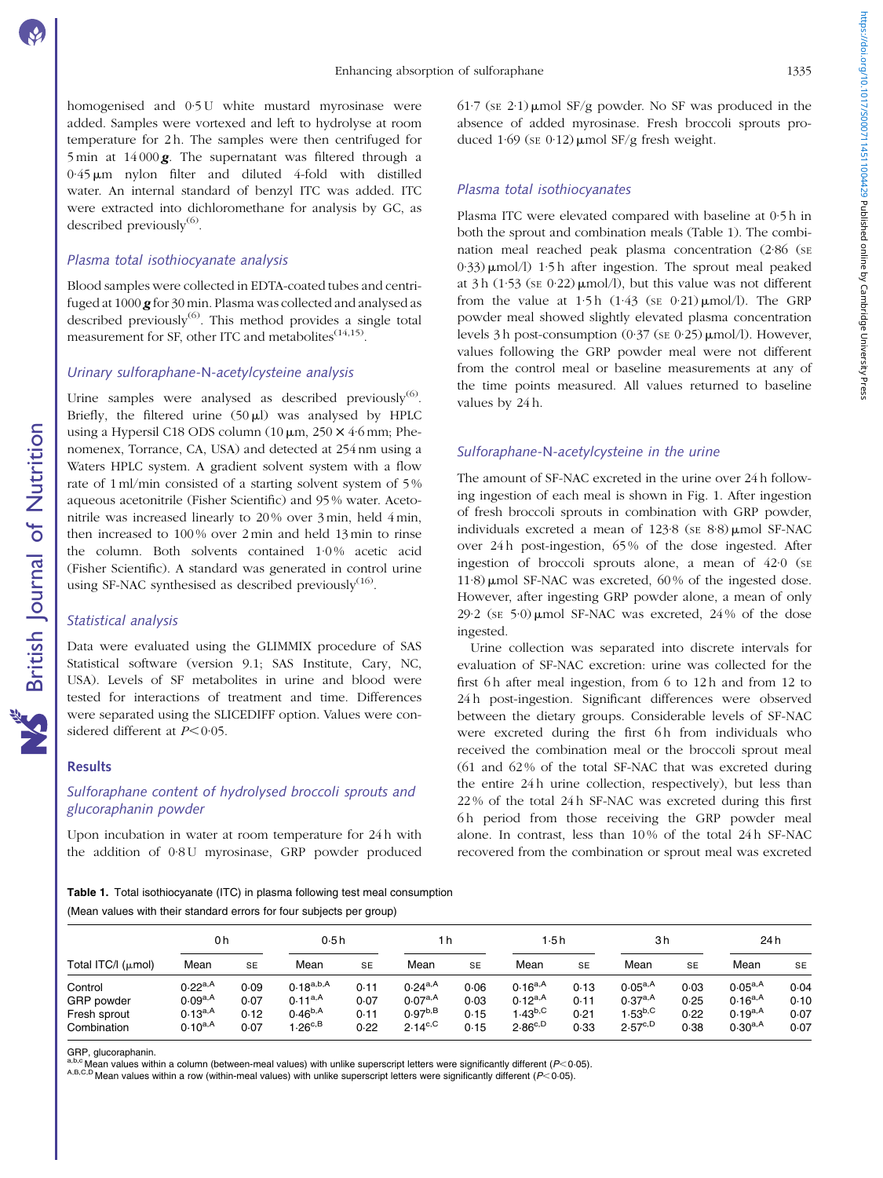homogenised and 0·5 U white mustard myrosinase were added. Samples were vortexed and left to hydrolyse at room temperature for 2 h. The samples were then centrifuged for 5 min at 14 000 ***g***. The supernatant was filtered through a 0·45 μm nylon filter and diluted 4-fold with distilled water. An internal standard of benzyl ITC was added. ITC were extracted into dichloromethane for analysis by GC, as described previously[6].

### Plasma total isothiocyanate analysis

Blood samples were collected in EDTA-coated tubes and centrifuged at 1000 ***g*** for 30 min. Plasma was collected and analysed as described previously[6]. This method provides a single total measurement for SF, other ITC and metabolites[14,15].

### Urinary sulforaphane-N-acetylcysteine analysis

Urine samples were analysed as described previously[6]. Briefly, the filtered urine (50 μl) was analysed by HPLC using a Hypersil C18 ODS column (10 μm, 250 × 4·6 mm; Phenomenex, Torrance, CA, USA) and detected at 254 nm using a Waters HPLC system. A gradient solvent system with a flow rate of 1 ml/min consisted of a starting solvent system of 5 % aqueous acetonitrile (Fisher Scientific) and 95 % water. Acetonitrile was increased linearly to 20 % over 3 min, held 4 min, then increased to 100 % over 2 min and held 13 min to rinse the column. Both solvents contained 1·0 % acetic acid (Fisher Scientific). A standard was generated in control urine using SF-NAC synthesised as described previously[16].

### Statistical analysis

Data were evaluated using the GLIMMIX procedure of SAS Statistical software (version 9.1; SAS Institute, Cary, NC, USA). Levels of SF metabolites in urine and blood were tested for interactions of treatment and time. Differences were separated using the SLICEDIFF option. Values were considered different at $P < 0·05$.

## Results

### Sulforaphane content of hydrolysed broccoli sprouts and glucoraphanin powder

Upon incubation in water at room temperature for 24 h with the addition of 0·8 U myrosinase, GRP powder produced 61·7 (SE 2·1) μmol SF/g powder. No SF was produced in the absence of added myrosinase. Fresh broccoli sprouts produced 1·69 (SE 0·12) μmol SF/g fresh weight.

### Plasma total isothiocyanates

Plasma ITC were elevated compared with baseline at 0·5 h in both the sprout and combination meals (Table 1). The combination meal reached peak plasma concentration (2·86 (SE 0·33) μmol/l) 1·5 h after ingestion. The sprout meal peaked at 3 h (1·53 (SE 0·22) μmol/l), but this value was not different from the value at 1·5 h (1·43 (SE 0·21) μmol/l). The GRP powder meal showed slightly elevated plasma concentration levels 3 h post-consumption (0·37 (SE 0·25) μmol/l). However, values following the GRP powder meal were not different from the control meal or baseline measurements at any of the time points measured. All values returned to baseline values by 24 h.

### Sulforaphane-N-acetylcysteine in the urine

The amount of SF-NAC excreted in the urine over 24 h following ingestion of each meal is shown in Fig. 1. After ingestion of fresh broccoli sprouts in combination with GRP powder, individuals excreted a mean of 123·8 (SE 8·8) μmol SF-NAC over 24 h post-ingestion, 65 % of the dose ingested. After ingestion of broccoli sprouts alone, a mean of 42·0 (SE 11·8) μmol SF-NAC was excreted, 60 % of the ingested dose. However, after ingesting GRP powder alone, a mean of only 29·2 (SE 5·0) μmol SF-NAC was excreted, 24 % of the dose ingested.

Urine collection was separated into discrete intervals for evaluation of SF-NAC excretion: urine was collected for the first 6 h after meal ingestion, from 6 to 12 h and from 12 to 24 h post-ingestion. Significant differences were observed between the dietary groups. Considerable levels of SF-NAC were excreted during the first 6 h from individuals who received the combination meal or the broccoli sprout meal (61 and 62 % of the total SF-NAC that was excreted during the entire 24 h urine collection, respectively), but less than 22 % of the total 24 h SF-NAC was excreted during this first 6 h period from those receiving the GRP powder meal alone. In contrast, less than 10 % of the total 24 h SF-NAC recovered from the combination or sprout meal was excreted

**Table 1.** Total isothiocyanate (ITC) in plasma following test meal consumption

(Mean values with their standard errors for four subjects per group)

| | 0 h | | 0·5 h | | 1 h | | 1·5 h | | 3 h | | 24 h | |
|---|---|---|---|---|---|---|---|---|---|---|---|---|
| Total ITC/l (μmol) | Mean | SE | Mean | SE | Mean | SE | Mean | SE | Mean | SE | Mean | SE |
| Control | $0·22^{a,A}$ | 0·09 | $0·18^{a,b,A}$ | 0·11 | $0·24^{a,A}$ | 0·06 | $0·16^{a,A}$ | 0·13 | $0·05^{a,A}$ | 0·03 | $0·05^{a,A}$ | 0·04 |
| GRP powder | $0·09^{a,A}$ | 0·07 | $0·11^{a,A}$ | 0·07 | $0·07^{a,A}$ | 0·03 | $0·12^{a,A}$ | 0·11 | $0·37^{a,A}$ | 0·25 | $0·16^{a,A}$ | 0·10 |
| Fresh sprout | $0·13^{a,A}$ | 0·12 | $0·46^{b,A}$ | 0·11 | $0·97^{b,B}$ | 0·15 | $1·43^{b,C}$ | 0·21 | $1·53^{b,C}$ | 0·22 | $0·19^{a,A}$ | 0·07 |
| Combination | $0·10^{a,A}$ | 0·07 | $1·26^{c,B}$ | 0·22 | $2·14^{c,C}$ | 0·15 | $2·86^{c,D}$ | 0·33 | $2·57^{c,D}$ | 0·38 | $0·30^{a,A}$ | 0·07 |

GRP, glucoraphanin.

a,b,c Mean values within a column (between-meal values) with unlike superscript letters were significantly different ($P < 0·05$).

A,B,C,D Mean values within a row (within-meal values) with unlike superscript letters were significantly different ($P < 0·05$).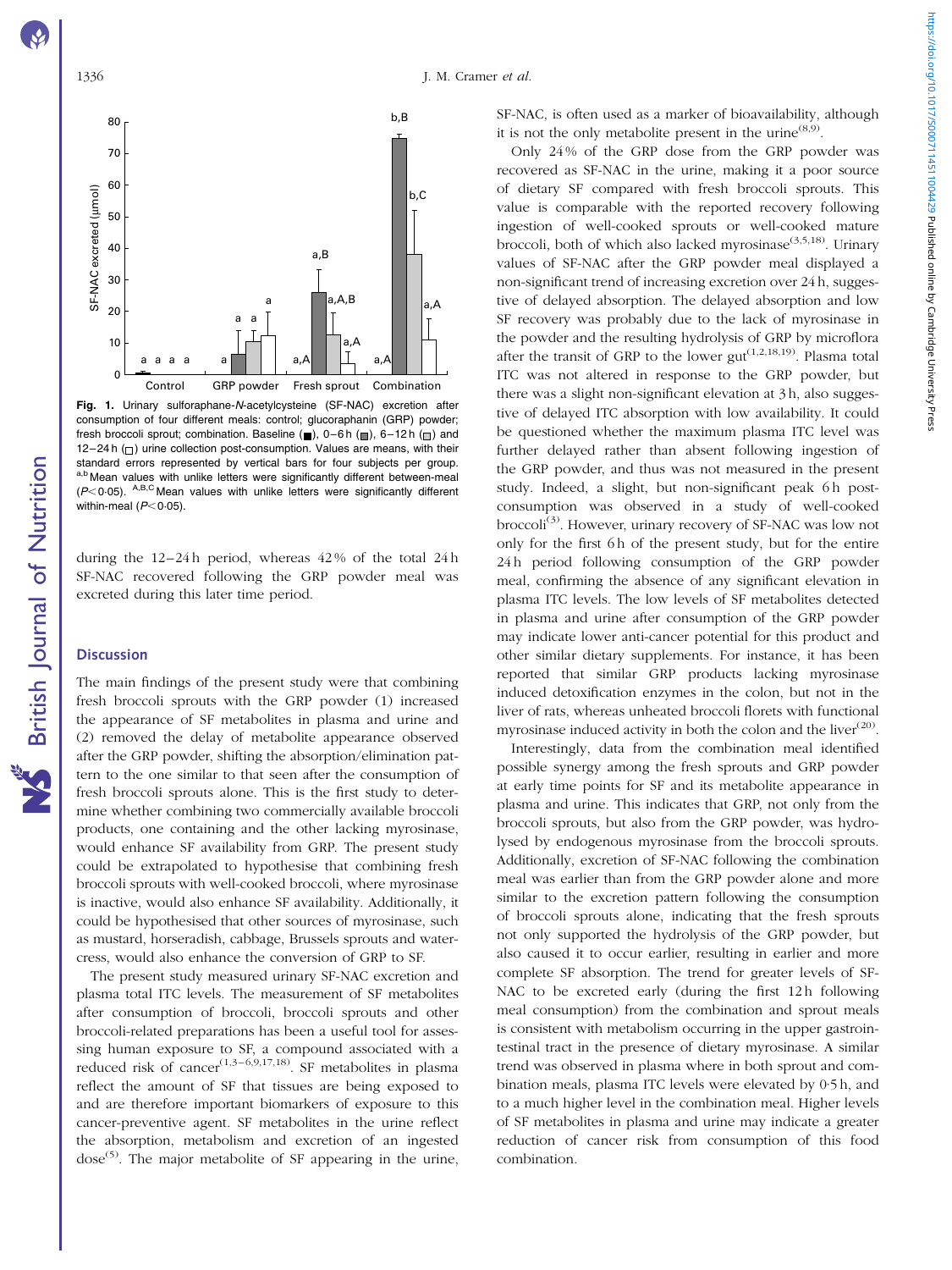Fig. 1. Urinary sulforaphane-*N*-acetylcysteine (SF-NAC) excretion after consumption of four different meals: control; glucoraphanin (GRP) powder; fresh broccoli sprout; combination. Baseline (■), 0–6 h (▒), 6–12 h (□) and 12–24 h (□) urine collection post-consumption. Values are means, with their standard errors represented by vertical bars for four subjects per group. [a,b] Mean values with unlike letters were significantly different between-meal ($P<0·05$). [A,B,C] Mean values with unlike letters were significantly different within-meal ($P<0·05$).

during the 12–24 h period, whereas 42 % of the total 24 h SF-NAC recovered following the GRP powder meal was excreted during this later time period.

## Discussion

The main findings of the present study were that combining fresh broccoli sprouts with the GRP powder (1) increased the appearance of SF metabolites in plasma and urine and (2) removed the delay of metabolite appearance observed after the GRP powder, shifting the absorption/elimination pattern to the one similar to that seen after the consumption of fresh broccoli sprouts alone. This is the first study to determine whether combining two commercially available broccoli products, one containing and the other lacking myrosinase, would enhance SF availability from GRP. The present study could be extrapolated to hypothesise that combining fresh broccoli sprouts with well-cooked broccoli, where myrosinase is inactive, would also enhance SF availability. Additionally, it could be hypothesised that other sources of myrosinase, such as mustard, horseradish, cabbage, Brussels sprouts and watercress, would also enhance the conversion of GRP to SF.

The present study measured urinary SF-NAC excretion and plasma total ITC levels. The measurement of SF metabolites after consumption of broccoli, broccoli sprouts and other broccoli-related preparations has been a useful tool for assessing human exposure to SF, a compound associated with a reduced risk of cancer[1,3–6,9,17,18]. SF metabolites in plasma reflect the amount of SF that tissues are being exposed to and are therefore important biomarkers of exposure to this cancer-preventive agent. SF metabolites in the urine reflect the absorption, metabolism and excretion of an ingested dose[5]. The major metabolite of SF appearing in the urine, SF-NAC, is often used as a marker of bioavailability, although it is not the only metabolite present in the urine[8,9].

Only 24 % of the GRP dose from the GRP powder was recovered as SF-NAC in the urine, making it a poor source of dietary SF compared with fresh broccoli sprouts. This value is comparable with the reported recovery following ingestion of well-cooked sprouts or well-cooked mature broccoli, both of which also lacked myrosinase[3,5,18]. Urinary values of SF-NAC after the GRP powder meal displayed a non-significant trend of increasing excretion over 24 h, suggestive of delayed absorption. The delayed absorption and low SF recovery was probably due to the lack of myrosinase in the powder and the resulting hydrolysis of GRP by microflora after the transit of GRP to the lower gut[1,2,18,19]. Plasma total ITC was not altered in response to the GRP powder, but there was a slight non-significant elevation at 3 h, also suggestive of delayed ITC absorption with low availability. It could be questioned whether the maximum plasma ITC level was further delayed rather than absent following ingestion of the GRP powder, and thus was not measured in the present study. Indeed, a slight, but non-significant peak 6 h post-consumption was observed in a study of well-cooked broccoli[3]. However, urinary recovery of SF-NAC was low not only for the first 6 h of the present study, but for the entire 24 h period following consumption of the GRP powder meal, confirming the absence of any significant elevation in plasma ITC levels. The low levels of SF metabolites detected in plasma and urine after consumption of the GRP powder may indicate lower anti-cancer potential for this product and other similar dietary supplements. For instance, it has been reported that similar GRP products lacking myrosinase induced detoxification enzymes in the colon, but not in the liver of rats, whereas unheated broccoli florets with functional myrosinase induced activity in both the colon and the liver[20].

Interestingly, data from the combination meal identified possible synergy among the fresh sprouts and GRP powder at early time points for SF and its metabolite appearance in plasma and urine. This indicates that GRP, not only from the broccoli sprouts, but also from the GRP powder, was hydrolysed by endogenous myrosinase from the broccoli sprouts. Additionally, excretion of SF-NAC following the combination meal was earlier than from the GRP powder alone and more similar to the excretion pattern following the consumption of broccoli sprouts alone, indicating that the fresh sprouts not only supported the hydrolysis of the GRP powder, but also caused it to occur earlier, resulting in earlier and more complete SF absorption. The trend for greater levels of SF-NAC to be excreted early (during the first 12 h following meal consumption) from the combination and sprout meals is consistent with metabolism occurring in the upper gastrointestinal tract in the presence of dietary myrosinase. A similar trend was observed in plasma where in both sprout and combination meals, plasma ITC levels were elevated by 0·5 h, and to a much higher level in the combination meal. Higher levels of SF metabolites in plasma and urine may indicate a greater reduction of cancer risk from consumption of this food combination.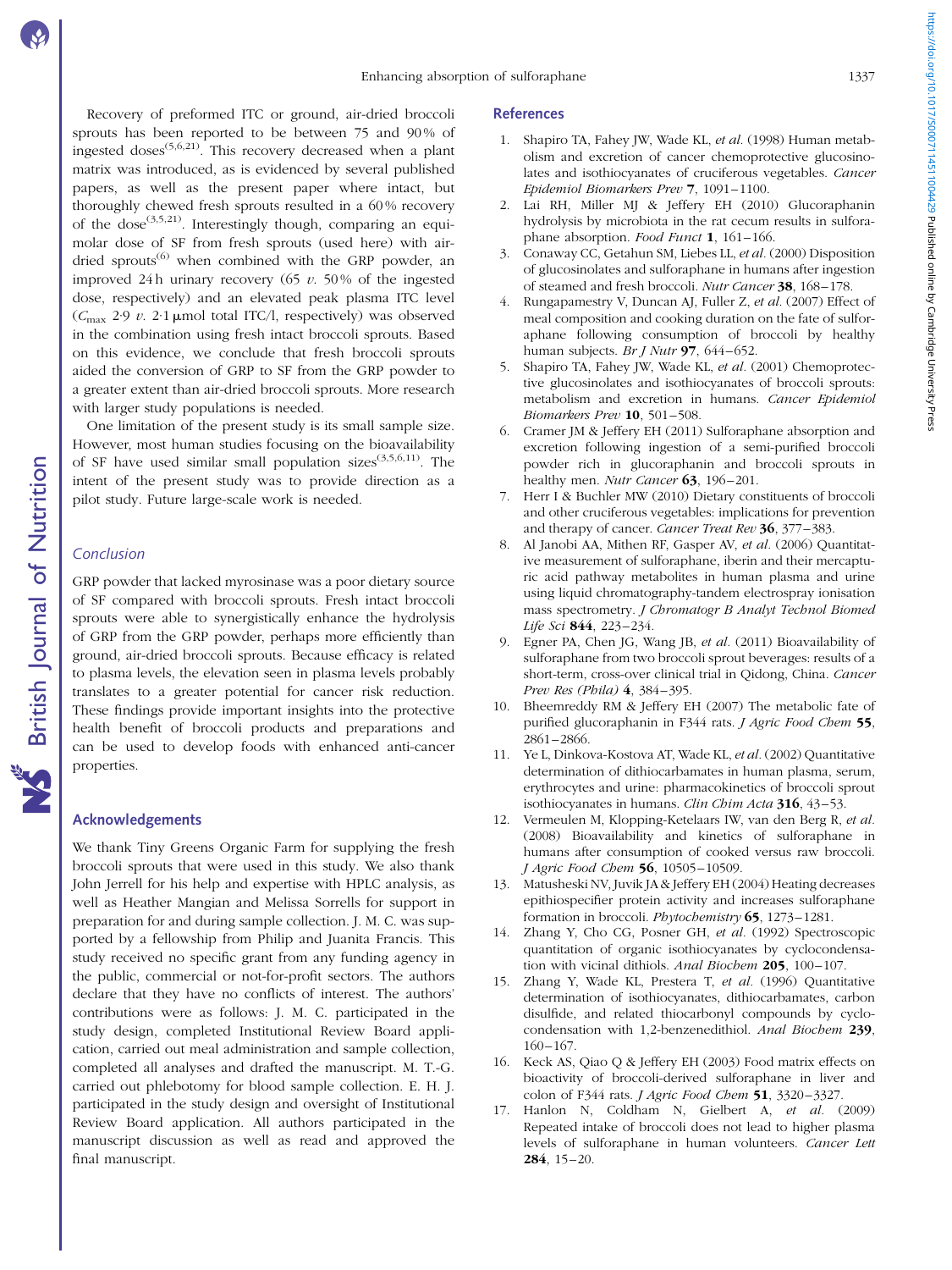Recovery of preformed ITC or ground, air-dried broccoli sprouts has been reported to be between 75 and 90 % of ingested doses[5,6,21]. This recovery decreased when a plant matrix was introduced, as is evidenced by several published papers, as well as the present paper where intact, but thoroughly chewed fresh sprouts resulted in a 60 % recovery of the dose[3,5,21]. Interestingly though, comparing an equimolar dose of SF from fresh sprouts (used here) with air-dried sprouts[6] when combined with the GRP powder, an improved 24 h urinary recovery (65 *v.* 50 % of the ingested dose, respectively) and an elevated peak plasma ITC level ($C_{max}$ 2·9 *v.* 2·1 μmol total ITC/l, respectively) was observed in the combination using fresh intact broccoli sprouts. Based on this evidence, we conclude that fresh broccoli sprouts aided the conversion of GRP to SF from the GRP powder to a greater extent than air-dried broccoli sprouts. More research with larger study populations is needed.

One limitation of the present study is its small sample size. However, most human studies focusing on the bioavailability of SF have used similar small population sizes[3,5,6,11]. The intent of the present study was to provide direction as a pilot study. Future large-scale work is needed.

### *Conclusion*

GRP powder that lacked myrosinase was a poor dietary source of SF compared with broccoli sprouts. Fresh intact broccoli sprouts were able to synergistically enhance the hydrolysis of GRP from the GRP powder, perhaps more efficiently than ground, air-dried broccoli sprouts. Because efficacy is related to plasma levels, the elevation seen in plasma levels probably translates to a greater potential for cancer risk reduction. These findings provide important insights into the protective health benefit of broccoli products and preparations and can be used to develop foods with enhanced anti-cancer properties.

## Acknowledgements

We thank Tiny Greens Organic Farm for supplying the fresh broccoli sprouts that were used in this study. We also thank John Jerrell for his help and expertise with HPLC analysis, as well as Heather Mangian and Melissa Sorrells for support in preparation for and during sample collection. J. M. C. was supported by a fellowship from Philip and Juanita Francis. This study received no specific grant from any funding agency in the public, commercial or not-for-profit sectors. The authors declare that they have no conflicts of interest. The authors' contributions were as follows: J. M. C. participated in the study design, completed Institutional Review Board application, carried out meal administration and sample collection, completed all analyses and drafted the manuscript. M. T.-G. carried out phlebotomy for blood sample collection. E. H. J. participated in the study design and oversight of Institutional Review Board application. All authors participated in the manuscript discussion as well as read and approved the final manuscript.

## References

1. Shapiro TA, Fahey JW, Wade KL, *et al.* (1998) Human metabolism and excretion of cancer chemoprotective glucosinolates and isothiocyanates of cruciferous vegetables. *Cancer Epidemiol Biomarkers Prev* **7**, 1091–1100.
2. Lai RH, Miller MJ & Jeffery EH (2010) Glucoraphanin hydrolysis by microbiota in the rat cecum results in sulforaphane absorption. *Food Funct* **1**, 161–166.
3. Conaway CC, Getahun SM, Liebes LL, *et al.* (2000) Disposition of glucosinolates and sulforaphane in humans after ingestion of steamed and fresh broccoli. *Nutr Cancer* **38**, 168–178.
4. Rungapamestry V, Duncan AJ, Fuller Z, *et al.* (2007) Effect of meal composition and cooking duration on the fate of sulforaphane following consumption of broccoli by healthy human subjects. *Br J Nutr* **97**, 644–652.
5. Shapiro TA, Fahey JW, Wade KL, *et al.* (2001) Chemoprotective glucosinolates and isothiocyanates of broccoli sprouts: metabolism and excretion in humans. *Cancer Epidemiol Biomarkers Prev* **10**, 501–508.
6. Cramer JM & Jeffery EH (2011) Sulforaphane absorption and excretion following ingestion of a semi-purified broccoli powder rich in glucoraphanin and broccoli sprouts in healthy men. *Nutr Cancer* **63**, 196–201.
7. Herr I & Buchler MW (2010) Dietary constituents of broccoli and other cruciferous vegetables: implications for prevention and therapy of cancer. *Cancer Treat Rev* **36**, 377–383.
8. Al Janobi AA, Mithen RF, Gasper AV, *et al.* (2006) Quantitative measurement of sulforaphane, iberin and their mercapturic acid pathway metabolites in human plasma and urine using liquid chromatography-tandem electrospray ionisation mass spectrometry. *J Chromatogr B Analyt Technol Biomed Life Sci* **844**, 223–234.
9. Egner PA, Chen JG, Wang JB, *et al.* (2011) Bioavailability of sulforaphane from two broccoli sprout beverages: results of a short-term, cross-over clinical trial in Qidong, China. *Cancer Prev Res (Phila)* **4**, 384–395.
10. Bheemreddy RM & Jeffery EH (2007) The metabolic fate of purified glucoraphanin in F344 rats. *J Agric Food Chem* **55**, 2861–2866.
11. Ye L, Dinkova-Kostova AT, Wade KL, *et al.* (2002) Quantitative determination of dithiocarbamates in human plasma, serum, erythrocytes and urine: pharmacokinetics of broccoli sprout isothiocyanates in humans. *Clin Chim Acta* **316**, 43–53.
12. Vermeulen M, Klopping-Ketelaars IW, van den Berg R, *et al.* (2008) Bioavailability and kinetics of sulforaphane in humans after consumption of cooked versus raw broccoli. *J Agric Food Chem* **56**, 10505–10509.
13. Matusheski NV, Juvik JA & Jeffery EH (2004) Heating decreases epithiospecifier protein activity and increases sulforaphane formation in broccoli. *Phytochemistry* **65**, 1273–1281.
14. Zhang Y, Cho CG, Posner GH, *et al.* (1992) Spectroscopic quantitation of organic isothiocyanates by cyclocondensation with vicinal dithiols. *Anal Biochem* **205**, 100–107.
15. Zhang Y, Wade KL, Prestera T, *et al.* (1996) Quantitative determination of isothiocyanates, dithiocarbamates, carbon disulfide, and related thiocarbonyl compounds by cyclocondensation with 1,2-benzenedithiol. *Anal Biochem* **239**, 160–167.
16. Keck AS, Qiao Q & Jeffery EH (2003) Food matrix effects on bioactivity of broccoli-derived sulforaphane in liver and colon of F344 rats. *J Agric Food Chem* **51**, 3320–3327.
17. Hanlon N, Coldham N, Gielbert A, *et al.* (2009) Repeated intake of broccoli does not lead to higher plasma levels of sulforaphane in human volunteers. *Cancer Lett* **284**, 15–20.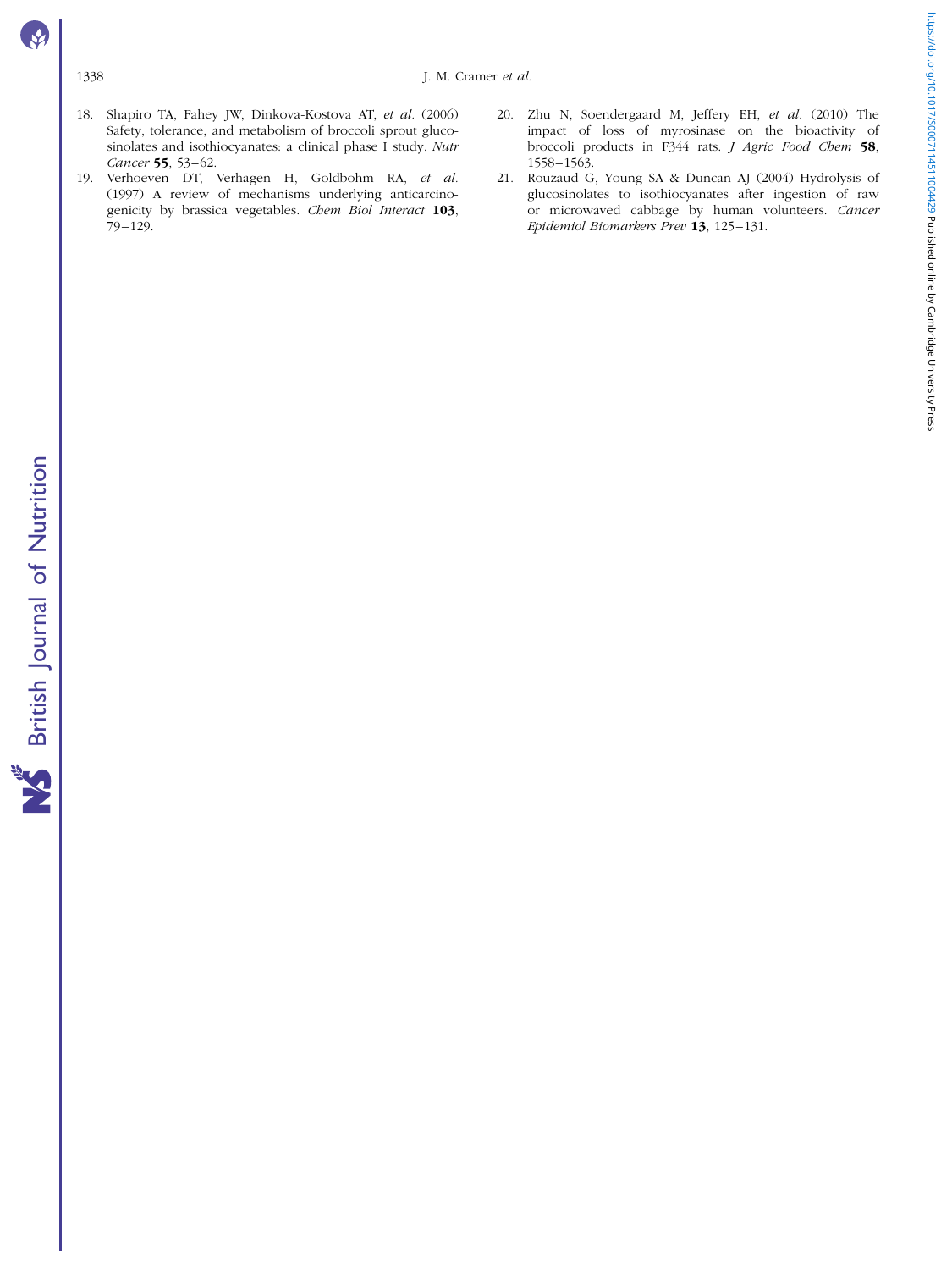18. Shapiro TA, Fahey JW, Dinkova-Kostova AT, *et al*. (2006) Safety, tolerance, and metabolism of broccoli sprout glucosinolates and isothiocyanates: a clinical phase I study. *Nutr Cancer* **55**, 53–62.
19. Verhoeven DT, Verhagen H, Goldbohm RA, *et al*. (1997) A review of mechanisms underlying anticarcinogenicity by brassica vegetables. *Chem Biol Interact* **103**, 79–129.
20. Zhu N, Soendergaard M, Jeffery EH, *et al*. (2010) The impact of loss of myrosinase on the bioactivity of broccoli products in F344 rats. *J Agric Food Chem* **58**, 1558–1563.
21. Rouzaud G, Young SA & Duncan AJ (2004) Hydrolysis of glucosinolates to isothiocyanates after ingestion of raw or microwaved cabbage by human volunteers. *Cancer Epidemiol Biomarkers Prev* **13**, 125–131.